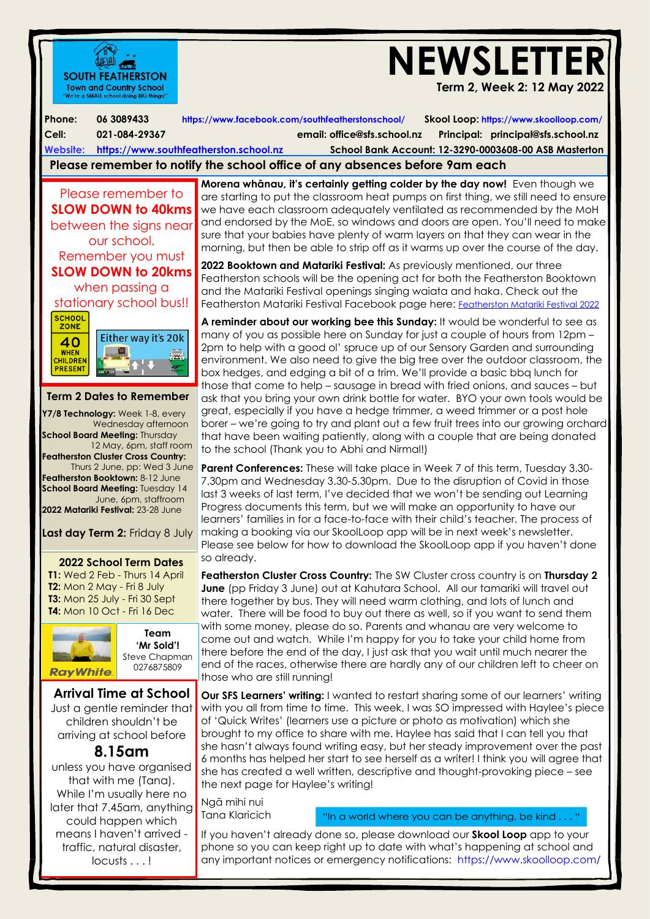SOUTH FEATHERSTON
Town and Country School
"We're a SMALL school doing BIG things!"

# NEWSLETTER

**Term 2, Week 2: 12 May 2022**

**Phone:** 06 3089433 https://www.facebook.com/southfeatherstonschool/ **Skool Loop:** https://www.skoolloop.com/
**Cell:** 021-084-29367 **email:** office@sfs.school.nz **Principal:** principal@sfs.school.nz
**Website:** https://www.southfeatherston.school.nz **School Bank Account: 12-3290-0003608-00 ASB Masterton**

**Please remember to notify the school office of any absences before 9am each**

Please remember to **SLOW DOWN to 40kms** between the signs near our school.
Remember you must **SLOW DOWN to 20kms** when passing a stationary school bus!!

SCHOOL ZONE 40 WHEN CHILDREN PRESENT — Either way it's 20k

## Term 2 Dates to Remember

**Y7/8 Technology:** Week 1-8, every Wednesday afternoon
**School Board Meeting:** Thursday 12 May, 6pm, staff room
**Featherston Cluster Cross Country:** Thurs 2 June, pp: Wed 3 June
**Featherston Booktown:** 8-12 June
**School Board Meeting:** Tuesday 14 June, 6pm, staffroom
**2022 Matariki Festival:** 23-28 June

**Last day Term 2:** Friday 8 July

## 2022 School Term Dates

**T1:** Wed 2 Feb - Thurs 14 April
**T2:** Mon 2 May - Fri 8 July
**T3:** Mon 25 July - Fri 30 Sept
**T4:** Mon 10 Oct - Fri 16 Dec

RayWhite — **Team 'Mr Sold'!** Steve Chapman 0276875809

## Arrival Time at School

Just a gentle reminder that children shouldn't be arriving at school before

**8.15am**

unless you have organised that with me (Tana). While I'm usually here no later that 7.45am, anything could happen which means I haven't arrived - traffic, natural disaster, locusts . . . !

**Morena whānau, it's certainly getting colder by the day now!** Even though we are starting to put the classroom heat pumps on first thing, we still need to ensure we have each classroom adequately ventilated as recommended by the MoH and endorsed by the MoE, so windows and doors are open. You'll need to make sure that your babies have plenty of warm layers on that they can wear in the morning, but then be able to strip off as it warms up over the course of the day.

**2022 Booktown and Matariki Festival:** As previously mentioned, our three Featherston schools will be the opening act for both the Featherston Booktown and the Matariki Festival openings singing waiata and haka. Check out the Featherston Matariki Festival Facebook page here: Featherston Matariki Festival 2022

**A reminder about our working bee this Sunday:** It would be wonderful to see as many of you as possible here on Sunday for just a couple of hours from 12pm – 2pm to help with a good ol' spruce up of our Sensory Garden and surrounding environment. We also need to give the big tree over the outdoor classroom, the box hedges, and edging a bit of a trim. We'll provide a basic bbq lunch for those that come to help – sausage in bread with fried onions, and sauces – but ask that you bring your own drink bottle for water. BYO your own tools would be great, especially if you have a hedge trimmer, a weed trimmer or a post hole borer – we're going to try and plant out a few fruit trees into our growing orchard that have been waiting patiently, along with a couple that are being donated to the school (Thank you to Abhi and Nirmal!)

**Parent Conferences:** These will take place in Week 7 of this term, Tuesday 3.30-7.30pm and Wednesday 3.30-5.30pm. Due to the disruption of Covid in those last 3 weeks of last term, I've decided that we won't be sending out Learning Progress documents this term, but we will make an opportunity to have our learners' families in for a face-to-face with their child's teacher. The process of making a booking via our SkoolLoop app will be in next week's newsletter. Please see below for how to download the SkoolLoop app if you haven't done so already.

**Featherston Cluster Cross Country:** The SW Cluster cross country is on **Thursday 2 June** (pp Friday 3 June) out at Kahutara School. All our tamariki will travel out there together by bus. They will need warm clothing, and lots of lunch and water. There will be food to buy out there as well, so if you want to send them with some money, please do so. Parents and whanau are very welcome to come out and watch. While I'm happy for you to take your child home from there before the end of the day, I just ask that you wait until much nearer the end of the races, otherwise there are hardly any of our children left to cheer on those who are still running!

**Our SFS Learners' writing:** I wanted to restart sharing some of our learners' writing with you all from time to time. This week, I was SO impressed with Haylee's piece of 'Quick Writes' (learners use a picture or photo as motivation) which she brought to my office to share with me. Haylee has said that I can tell you that she hasn't always found writing easy, but her steady improvement over the past 6 months has helped her start to see herself as a writer! I think you will agree that she has created a well written, descriptive and thought-provoking piece – see the next page for Haylee's writing!

Ngā mihi nui
Tana Klaricich

"In a world where you can be anything, be kind . . . "

If you haven't already done so, please download our **Skool Loop** app to your phone so you can keep right up to date with what's happening at school and any important notices or emergency notifications: https://www.skoolloop.com/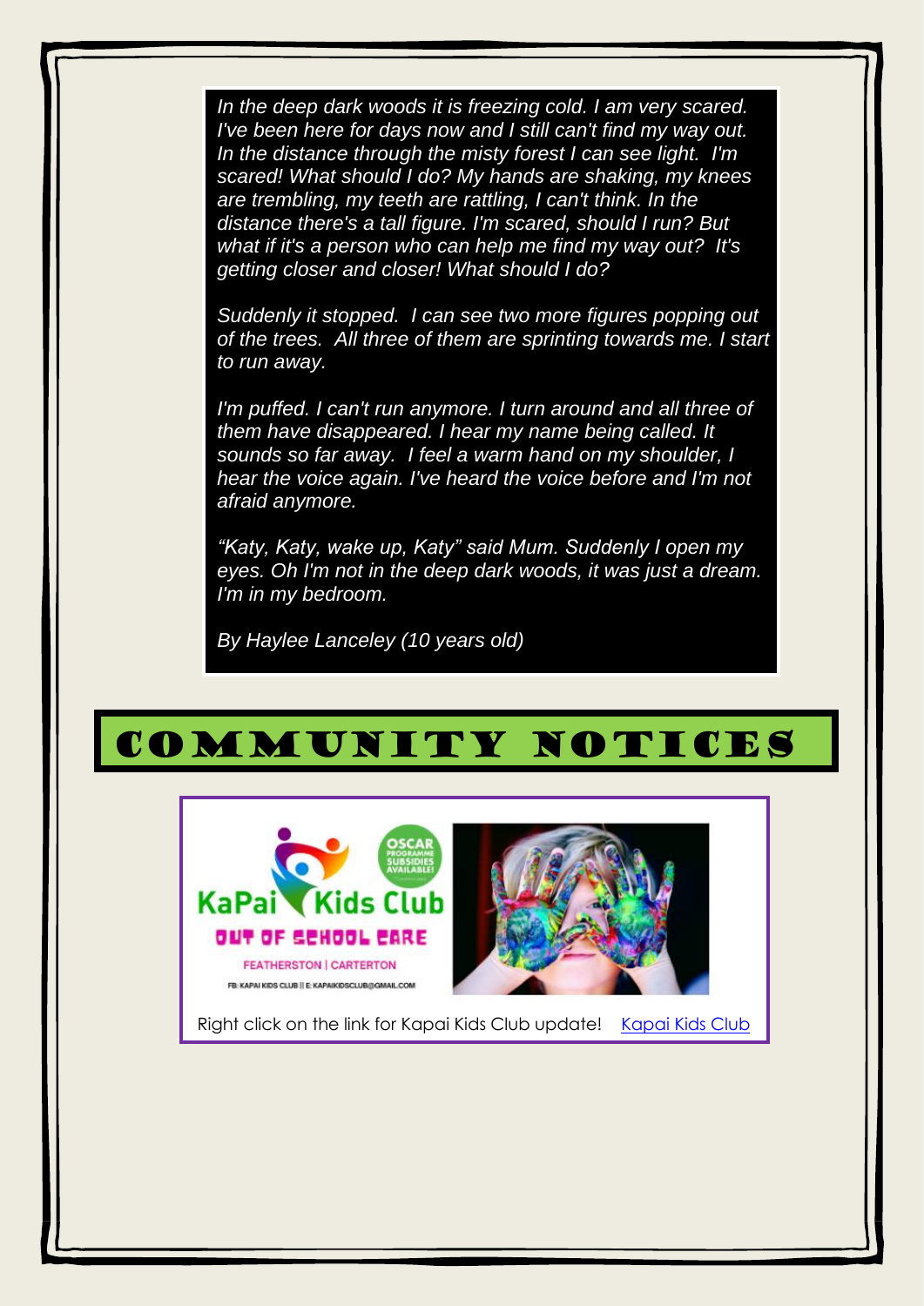*In the deep dark woods it is freezing cold. I am very scared. I've been here for days now and I still can't find my way out. In the distance through the misty forest I can see light. I'm scared! What should I do? My hands are shaking, my knees are trembling, my teeth are rattling, I can't think. In the distance there's a tall figure. I'm scared, should I run? But what if it's a person who can help me find my way out? It's getting closer and closer! What should I do?*

*Suddenly it stopped. I can see two more figures popping out of the trees. All three of them are sprinting towards me. I start to run away.*

*I'm puffed. I can't run anymore. I turn around and all three of them have disappeared. I hear my name being called. It sounds so far away. I feel a warm hand on my shoulder, I hear the voice again. I've heard the voice before and I'm not afraid anymore.*

*"Katy, Katy, wake up, Katy" said Mum. Suddenly I open my eyes. Oh I'm not in the deep dark woods, it was just a dream. I'm in my bedroom.*

*By Haylee Lanceley (10 years old)*

# COMMUNITY NOTICES

KaPai Kids Club

OSCAR PROGRAMME SUBSIDIES AVAILABLE!

OUT OF SCHOOL CARE

FEATHERSTON | CARTERTON

FB: KAPAI KIDS CLUB || E: KAPAIKIDSCLUB@GMAIL.COM

Right click on the link for Kapai Kids Club update! Kapai Kids Club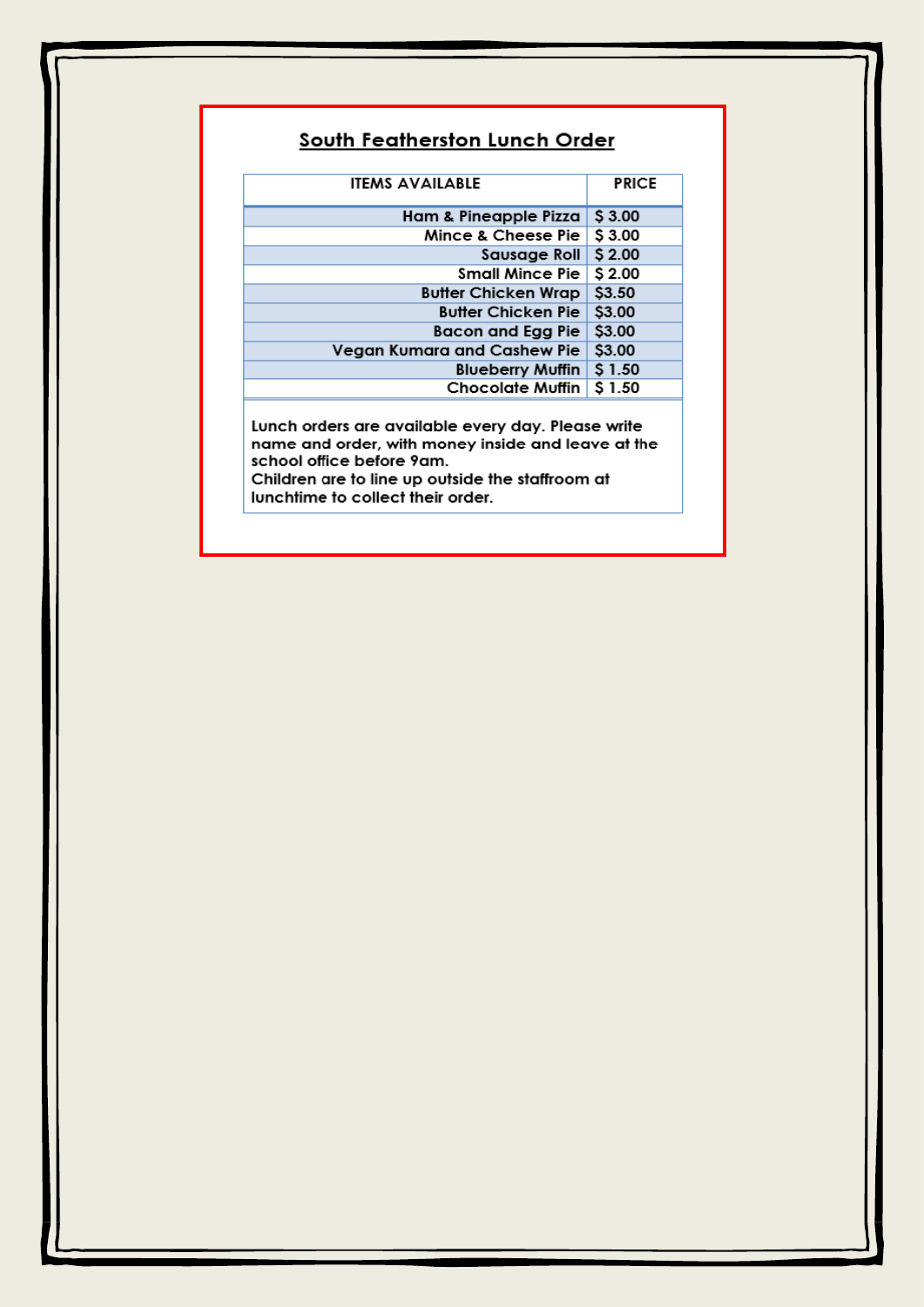## South Featherston Lunch Order

| ITEMS AVAILABLE | PRICE |
|---|---|
| Ham & Pineapple Pizza | $ 3.00 |
| Mince & Cheese Pie | $ 3.00 |
| Sausage Roll | $ 2.00 |
| Small Mince Pie | $ 2.00 |
| Butter Chicken Wrap | $3.50 |
| Butter Chicken Pie | $3.00 |
| Bacon and Egg Pie | $3.00 |
| Vegan Kumara and Cashew Pie | $3.00 |
| Blueberry Muffin | $ 1.50 |
| Chocolate Muffin | $ 1.50 |

Lunch orders are available every day. Please write name and order, with money inside and leave at the school office before 9am.
Children are to line up outside the staffroom at lunchtime to collect their order.